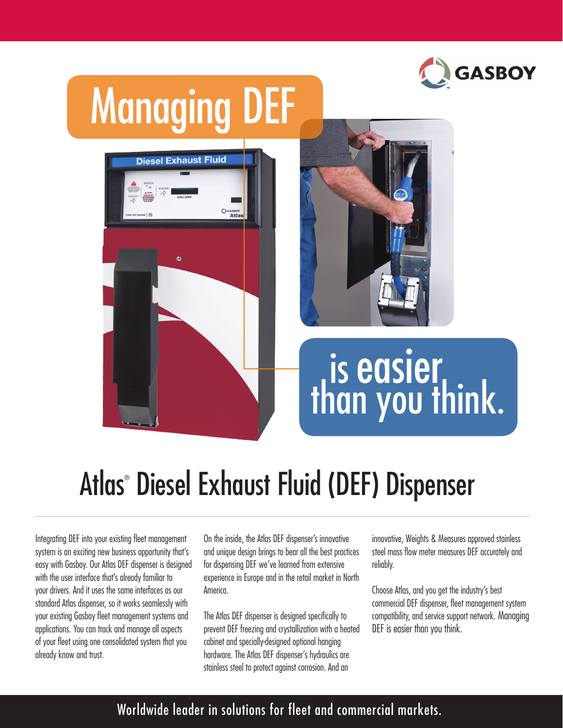# Managing DEF is easier than you think.

## Atlas® Diesel Exhaust Fluid (DEF) Dispenser

Integrating DEF into your existing fleet management system is an exciting new business opportunity that's easy with Gasboy. Our Atlas DEF dispenser is designed with the user interface that's already familiar to your drivers. And it uses the same interfaces as our standard Atlas dispenser, so it works seamlessly with your existing Gasboy fleet management systems and applications. You can track and manage all aspects of your fleet using one consolidated system that you already know and trust.

On the inside, the Atlas DEF dispenser's innovative and unique design brings to bear all the best practices for dispensing DEF we've learned from extensive experience in Europe and in the retail market in North America.

The Atlas DEF dispenser is designed specifically to prevent DEF freezing and crystallization with a heated cabinet and specially-designed optional hanging hardware. The Atlas DEF dispenser's hydraulics are stainless steel to protect against corrosion. And an innovative, Weights & Measures approved stainless steel mass flow meter measures DEF accurately and reliably.

Choose Atlas, and you get the industry's best commercial DEF dispenser, fleet management system compatibility, and service support network. Managing DEF is easier than you think.

Worldwide leader in solutions for fleet and commercial markets.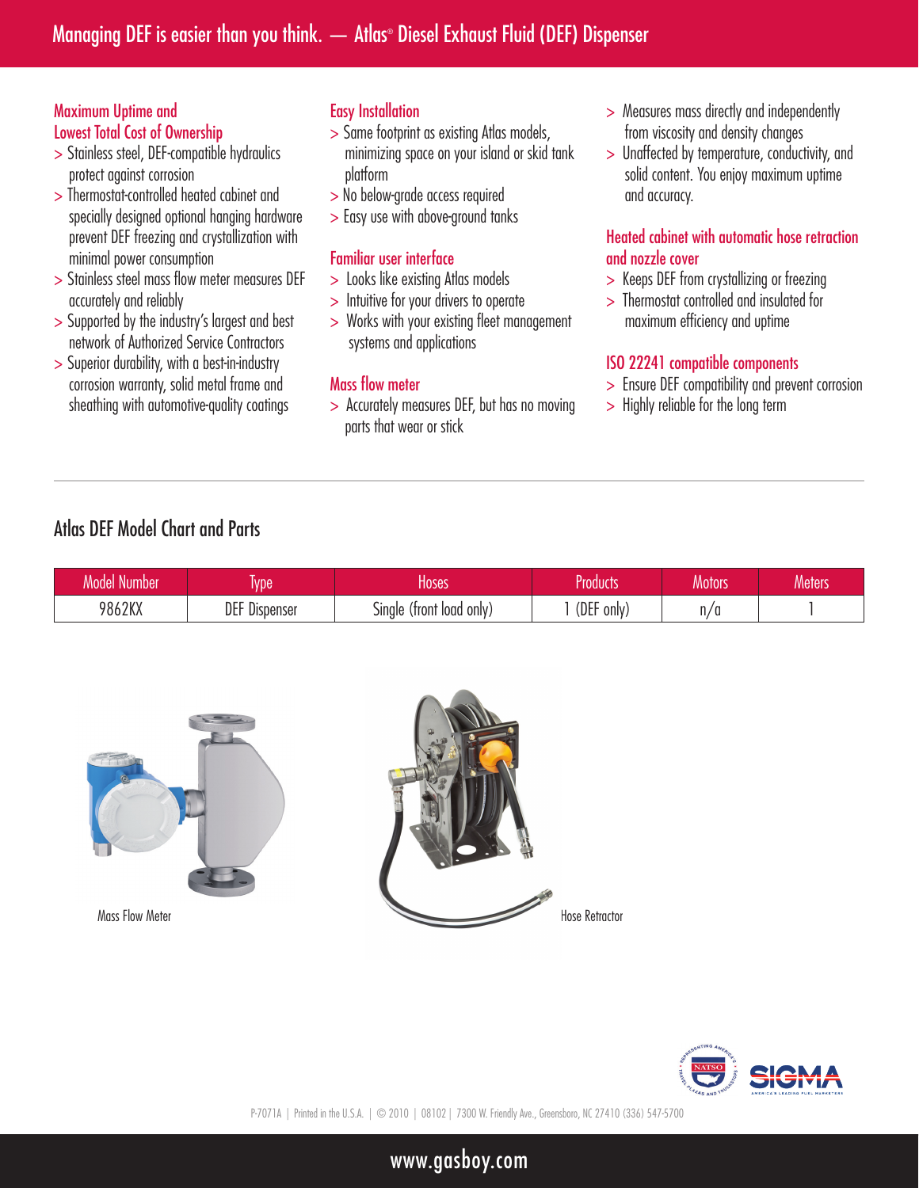# Managing DEF is easier than you think. — Atlas® Diesel Exhaust Fluid (DEF) Dispenser

### Maximum Uptime and Lowest Total Cost of Ownership

> Stainless steel, DEF-compatible hydraulics protect against corrosion
> Thermostat-controlled heated cabinet and specially designed optional hanging hardware prevent DEF freezing and crystallization with minimal power consumption
> Stainless steel mass flow meter measures DEF accurately and reliably
> Supported by the industry's largest and best network of Authorized Service Contractors
> Superior durability, with a best-in-industry corrosion warranty, solid metal frame and sheathing with automotive-quality coatings

### Easy Installation

> Same footprint as existing Atlas models, minimizing space on your island or skid tank platform
> No below-grade access required
> Easy use with above-ground tanks

### Familiar user interface

> Looks like existing Atlas models
> Intuitive for your drivers to operate
> Works with your existing fleet management systems and applications

### Mass flow meter

> Accurately measures DEF, but has no moving parts that wear or stick
> Measures mass directly and independently from viscosity and density changes
> Unaffected by temperature, conductivity, and solid content. You enjoy maximum uptime and accuracy.

### Heated cabinet with automatic hose retraction and nozzle cover

> Keeps DEF from crystallizing or freezing
> Thermostat controlled and insulated for maximum efficiency and uptime

### ISO 22241 compatible components

> Ensure DEF compatibility and prevent corrosion
> Highly reliable for the long term

## Atlas DEF Model Chart and Parts

| Model Number | Type | Hoses | Products | Motors | Meters |
|---|---|---|---|---|---|
| 9862KX | DEF Dispenser | Single (front load only) | 1 (DEF only) | n/a | 1 |

Mass Flow Meter

Hose Retractor

P-7071A | Printed in the U.S.A. | © 2010 | 08102 | 7300 W. Friendly Ave., Greensboro, NC 27410 (336) 547-5700

www.gasboy.com